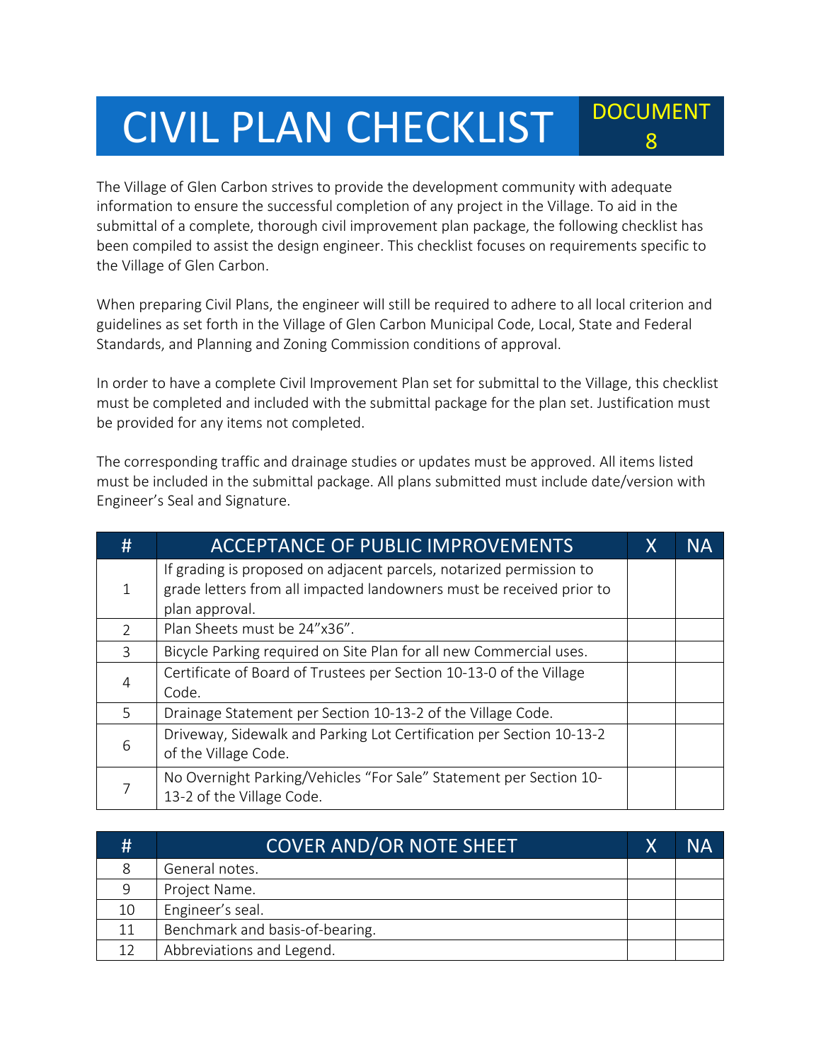# CIVIL PLAN CHECKLIST

DOCUMENT 8

The Village of Glen Carbon strives to provide the development community with adequate information to ensure the successful completion of any project in the Village. To aid in the submittal of a complete, thorough civil improvement plan package, the following checklist has been compiled to assist the design engineer. This checklist focuses on requirements specific to the Village of Glen Carbon.

When preparing Civil Plans, the engineer will still be required to adhere to all local criterion and guidelines as set forth in the Village of Glen Carbon Municipal Code, Local, State and Federal Standards, and Planning and Zoning Commission conditions of approval.

In order to have a complete Civil Improvement Plan set for submittal to the Village, this checklist must be completed and included with the submittal package for the plan set. Justification must be provided for any items not completed.

The corresponding traffic and drainage studies or updates must be approved. All items listed must be included in the submittal package. All plans submitted must include date/version with Engineer's Seal and Signature.

| # | ACCEPTANCE OF PUBLIC IMPROVEMENTS | X | NA |
|---|---|---|---|
| 1 | If grading is proposed on adjacent parcels, notarized permission to grade letters from all impacted landowners must be received prior to plan approval. | | |
| 2 | Plan Sheets must be 24"x36". | | |
| 3 | Bicycle Parking required on Site Plan for all new Commercial uses. | | |
| 4 | Certificate of Board of Trustees per Section 10-13-0 of the Village Code. | | |
| 5 | Drainage Statement per Section 10-13-2 of the Village Code. | | |
| 6 | Driveway, Sidewalk and Parking Lot Certification per Section 10-13-2 of the Village Code. | | |
| 7 | No Overnight Parking/Vehicles "For Sale" Statement per Section 10-13-2 of the Village Code. | | |

| # | COVER AND/OR NOTE SHEET | X | NA |
|---|---|---|---|
| 8 | General notes. | | |
| 9 | Project Name. | | |
| 10 | Engineer's seal. | | |
| 11 | Benchmark and basis-of-bearing. | | |
| 12 | Abbreviations and Legend. | | |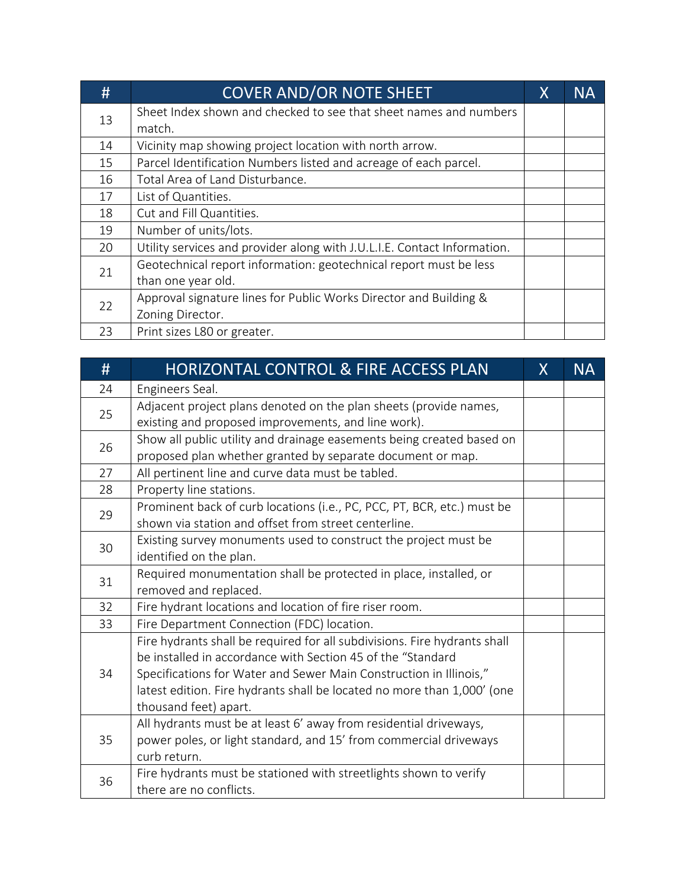| # | COVER AND/OR NOTE SHEET | X | NA |
|---|---|---|---|
| 13 | Sheet Index shown and checked to see that sheet names and numbers match. | | |
| 14 | Vicinity map showing project location with north arrow. | | |
| 15 | Parcel Identification Numbers listed and acreage of each parcel. | | |
| 16 | Total Area of Land Disturbance. | | |
| 17 | List of Quantities. | | |
| 18 | Cut and Fill Quantities. | | |
| 19 | Number of units/lots. | | |
| 20 | Utility services and provider along with J.U.L.I.E. Contact Information. | | |
| 21 | Geotechnical report information: geotechnical report must be less than one year old. | | |
| 22 | Approval signature lines for Public Works Director and Building & Zoning Director. | | |
| 23 | Print sizes L80 or greater. | | |

| # | HORIZONTAL CONTROL & FIRE ACCESS PLAN | X | NA |
|---|---|---|---|
| 24 | Engineers Seal. | | |
| 25 | Adjacent project plans denoted on the plan sheets (provide names, existing and proposed improvements, and line work). | | |
| 26 | Show all public utility and drainage easements being created based on proposed plan whether granted by separate document or map. | | |
| 27 | All pertinent line and curve data must be tabled. | | |
| 28 | Property line stations. | | |
| 29 | Prominent back of curb locations (i.e., PC, PCC, PT, BCR, etc.) must be shown via station and offset from street centerline. | | |
| 30 | Existing survey monuments used to construct the project must be identified on the plan. | | |
| 31 | Required monumentation shall be protected in place, installed, or removed and replaced. | | |
| 32 | Fire hydrant locations and location of fire riser room. | | |
| 33 | Fire Department Connection (FDC) location. | | |
| 34 | Fire hydrants shall be required for all subdivisions. Fire hydrants shall be installed in accordance with Section 45 of the "Standard Specifications for Water and Sewer Main Construction in Illinois," latest edition. Fire hydrants shall be located no more than 1,000' (one thousand feet) apart. | | |
| 35 | All hydrants must be at least 6' away from residential driveways, power poles, or light standard, and 15' from commercial driveways curb return. | | |
| 36 | Fire hydrants must be stationed with streetlights shown to verify there are no conflicts. | | |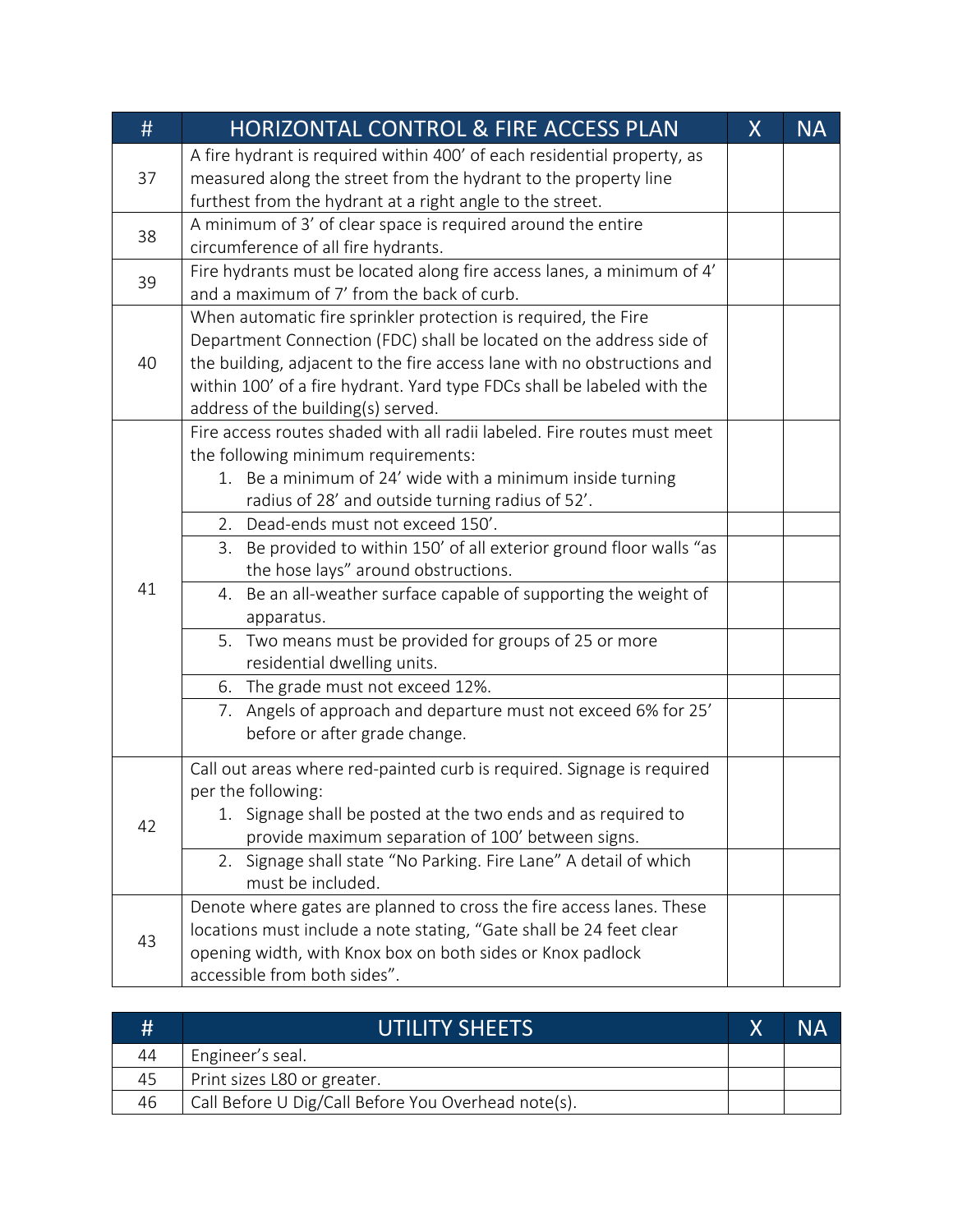| # | HORIZONTAL CONTROL & FIRE ACCESS PLAN | X | NA |
|---|---|---|---|
| 37 | A fire hydrant is required within 400' of each residential property, as measured along the street from the hydrant to the property line furthest from the hydrant at a right angle to the street. | | |
| 38 | A minimum of 3' of clear space is required around the entire circumference of all fire hydrants. | | |
| 39 | Fire hydrants must be located along fire access lanes, a minimum of 4' and a maximum of 7' from the back of curb. | | |
| 40 | When automatic fire sprinkler protection is required, the Fire Department Connection (FDC) shall be located on the address side of the building, adjacent to the fire access lane with no obstructions and within 100' of a fire hydrant. Yard type FDCs shall be labeled with the address of the building(s) served. | | |
| 41 | Fire access routes shaded with all radii labeled. Fire routes must meet the following minimum requirements:<br>1. Be a minimum of 24' wide with a minimum inside turning radius of 28' and outside turning radius of 52'. | | |
| | 2. Dead-ends must not exceed 150'. | | |
| | 3. Be provided to within 150' of all exterior ground floor walls "as the hose lays" around obstructions. | | |
| | 4. Be an all-weather surface capable of supporting the weight of apparatus. | | |
| | 5. Two means must be provided for groups of 25 or more residential dwelling units. | | |
| | 6. The grade must not exceed 12%. | | |
| | 7. Angels of approach and departure must not exceed 6% for 25' before or after grade change. | | |
| 42 | Call out areas where red-painted curb is required. Signage is required per the following:<br>1. Signage shall be posted at the two ends and as required to provide maximum separation of 100' between signs. | | |
| | 2. Signage shall state "No Parking. Fire Lane" A detail of which must be included. | | |
| 43 | Denote where gates are planned to cross the fire access lanes. These locations must include a note stating, "Gate shall be 24 feet clear opening width, with Knox box on both sides or Knox padlock accessible from both sides". | | |

| # | UTILITY SHEETS | X | NA |
|---|---|---|---|
| 44 | Engineer's seal. | | |
| 45 | Print sizes L80 or greater. | | |
| 46 | Call Before U Dig/Call Before You Overhead note(s). | | |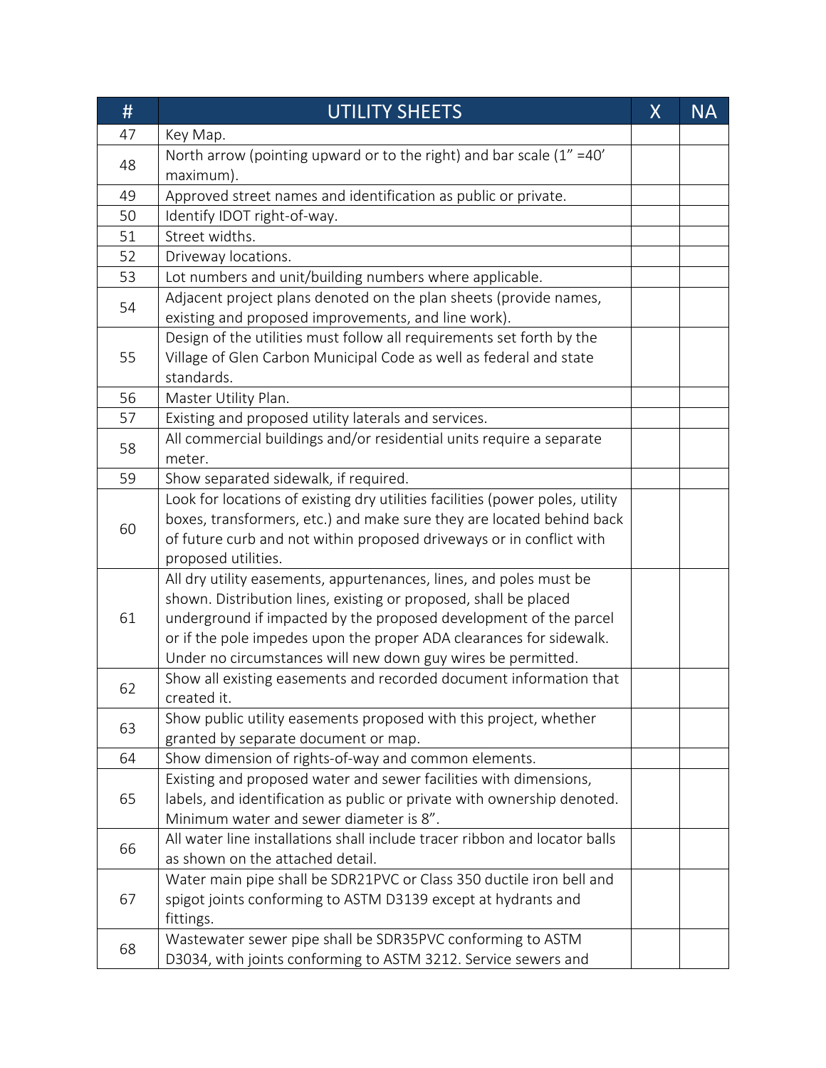| # | UTILITY SHEETS | X | NA |
|---|---|---|---|
| 47 | Key Map. | | |
| 48 | North arrow (pointing upward or to the right) and bar scale (1" =40' maximum). | | |
| 49 | Approved street names and identification as public or private. | | |
| 50 | Identify IDOT right-of-way. | | |
| 51 | Street widths. | | |
| 52 | Driveway locations. | | |
| 53 | Lot numbers and unit/building numbers where applicable. | | |
| 54 | Adjacent project plans denoted on the plan sheets (provide names, existing and proposed improvements, and line work). | | |
| 55 | Design of the utilities must follow all requirements set forth by the Village of Glen Carbon Municipal Code as well as federal and state standards. | | |
| 56 | Master Utility Plan. | | |
| 57 | Existing and proposed utility laterals and services. | | |
| 58 | All commercial buildings and/or residential units require a separate meter. | | |
| 59 | Show separated sidewalk, if required. | | |
| 60 | Look for locations of existing dry utilities facilities (power poles, utility boxes, transformers, etc.) and make sure they are located behind back of future curb and not within proposed driveways or in conflict with proposed utilities. | | |
| 61 | All dry utility easements, appurtenances, lines, and poles must be shown. Distribution lines, existing or proposed, shall be placed underground if impacted by the proposed development of the parcel or if the pole impedes upon the proper ADA clearances for sidewalk. Under no circumstances will new down guy wires be permitted. | | |
| 62 | Show all existing easements and recorded document information that created it. | | |
| 63 | Show public utility easements proposed with this project, whether granted by separate document or map. | | |
| 64 | Show dimension of rights-of-way and common elements. | | |
| 65 | Existing and proposed water and sewer facilities with dimensions, labels, and identification as public or private with ownership denoted. Minimum water and sewer diameter is 8". | | |
| 66 | All water line installations shall include tracer ribbon and locator balls as shown on the attached detail. | | |
| 67 | Water main pipe shall be SDR21PVC or Class 350 ductile iron bell and spigot joints conforming to ASTM D3139 except at hydrants and fittings. | | |
| 68 | Wastewater sewer pipe shall be SDR35PVC conforming to ASTM D3034, with joints conforming to ASTM 3212. Service sewers and | | |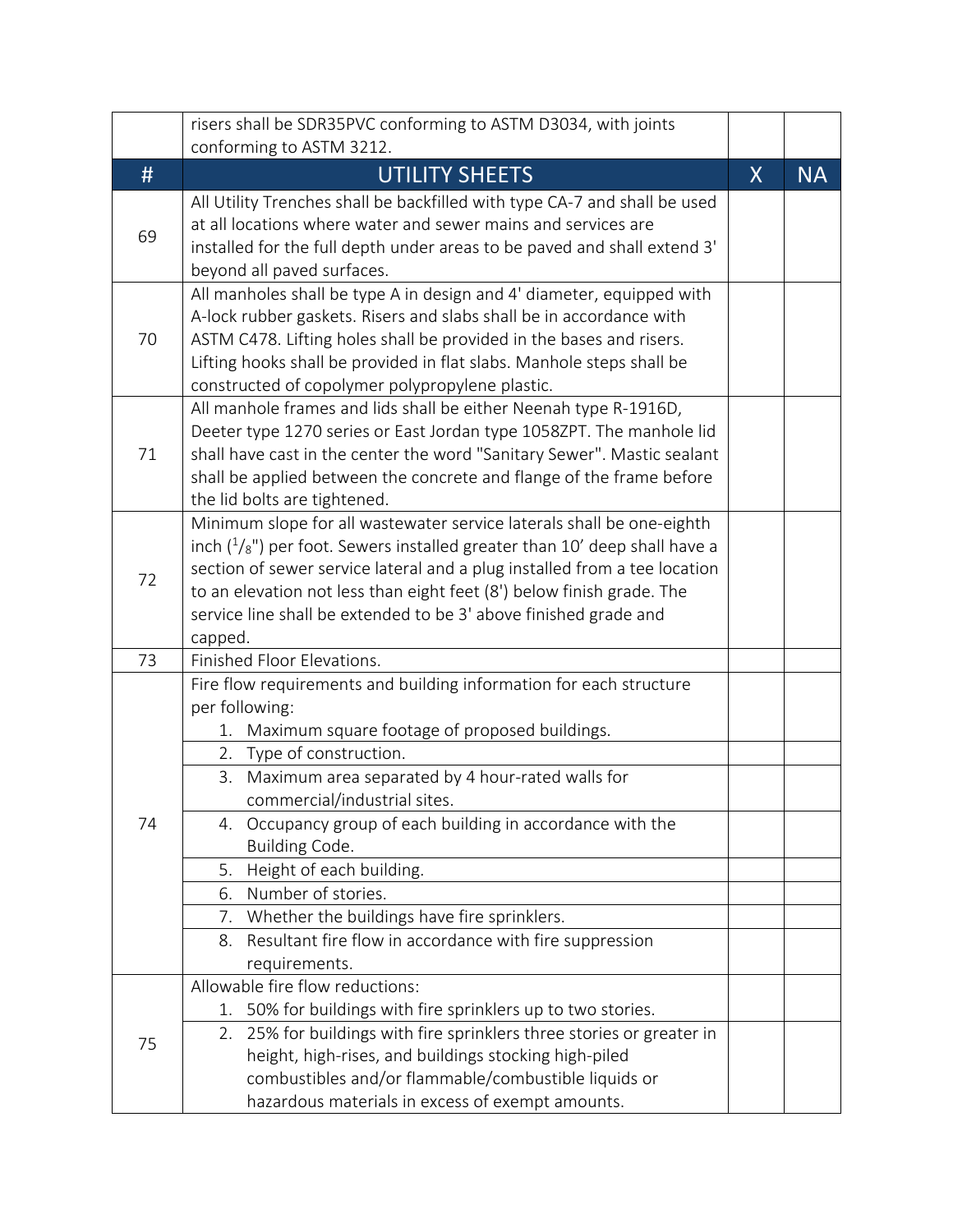|  | risers shall be SDR35PVC conforming to ASTM D3034, with joints conforming to ASTM 3212. |  |  |
|---|---|---|---|
| # | UTILITY SHEETS | X | NA |
| 69 | All Utility Trenches shall be backfilled with type CA-7 and shall be used at all locations where water and sewer mains and services are installed for the full depth under areas to be paved and shall extend 3' beyond all paved surfaces. |  |  |
| 70 | All manholes shall be type A in design and 4' diameter, equipped with A-lock rubber gaskets. Risers and slabs shall be in accordance with ASTM C478. Lifting holes shall be provided in the bases and risers. Lifting hooks shall be provided in flat slabs. Manhole steps shall be constructed of copolymer polypropylene plastic. |  |  |
| 71 | All manhole frames and lids shall be either Neenah type R-1916D, Deeter type 1270 series or East Jordan type 1058ZPT. The manhole lid shall have cast in the center the word "Sanitary Sewer". Mastic sealant shall be applied between the concrete and flange of the frame before the lid bolts are tightened. |  |  |
| 72 | Minimum slope for all wastewater service laterals shall be one-eighth inch ($^1/_8$") per foot. Sewers installed greater than 10' deep shall have a section of sewer service lateral and a plug installed from a tee location to an elevation not less than eight feet (8') below finish grade. The service line shall be extended to be 3' above finished grade and capped. |  |  |
| 73 | Finished Floor Elevations. |  |  |
| 74 | Fire flow requirements and building information for each structure per following:<br>1. Maximum square footage of proposed buildings. |  |  |
|  | 2. Type of construction. |  |  |
|  | 3. Maximum area separated by 4 hour-rated walls for commercial/industrial sites. |  |  |
|  | 4. Occupancy group of each building in accordance with the Building Code. |  |  |
|  | 5. Height of each building. |  |  |
|  | 6. Number of stories. |  |  |
|  | 7. Whether the buildings have fire sprinklers. |  |  |
|  | 8. Resultant fire flow in accordance with fire suppression requirements. |  |  |
| 75 | Allowable fire flow reductions:<br>1. 50% for buildings with fire sprinklers up to two stories. |  |  |
|  | 2. 25% for buildings with fire sprinklers three stories or greater in height, high-rises, and buildings stocking high-piled combustibles and/or flammable/combustible liquids or hazardous materials in excess of exempt amounts. |  |  |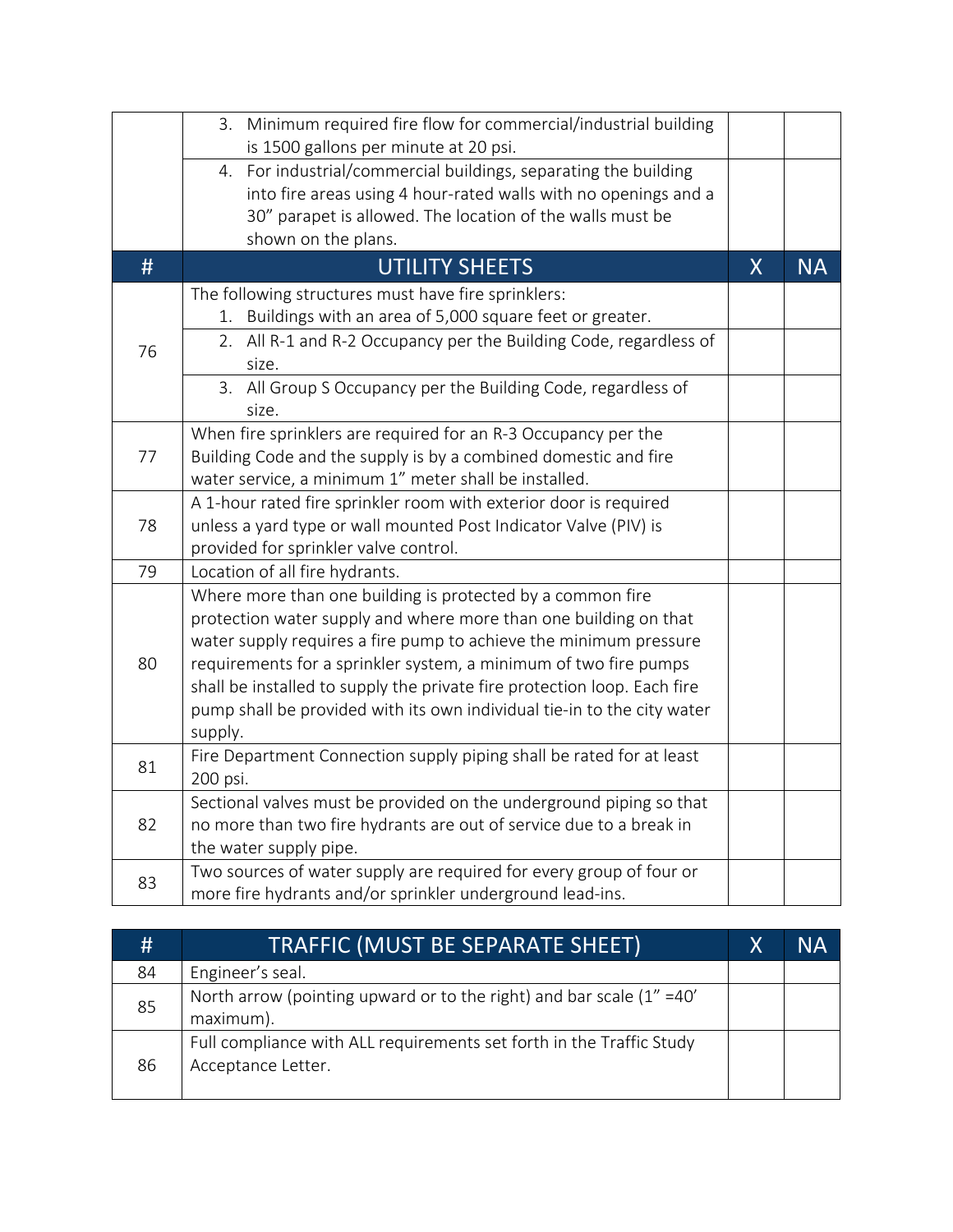| # | | X | NA |
|---|---|---|---|
| | 3. Minimum required fire flow for commercial/industrial building is 1500 gallons per minute at 20 psi. | | |
| | 4. For industrial/commercial buildings, separating the building into fire areas using 4 hour-rated walls with no openings and a 30" parapet is allowed. The location of the walls must be shown on the plans. | | |

| # | UTILITY SHEETS | X | NA |
|---|---|---|---|
| 76 | The following structures must have fire sprinklers:<br>1. Buildings with an area of 5,000 square feet or greater. | | |
| | 2. All R-1 and R-2 Occupancy per the Building Code, regardless of size. | | |
| | 3. All Group S Occupancy per the Building Code, regardless of size. | | |
| 77 | When fire sprinklers are required for an R-3 Occupancy per the Building Code and the supply is by a combined domestic and fire water service, a minimum 1" meter shall be installed. | | |
| 78 | A 1-hour rated fire sprinkler room with exterior door is required unless a yard type or wall mounted Post Indicator Valve (PIV) is provided for sprinkler valve control. | | |
| 79 | Location of all fire hydrants. | | |
| 80 | Where more than one building is protected by a common fire protection water supply and where more than one building on that water supply requires a fire pump to achieve the minimum pressure requirements for a sprinkler system, a minimum of two fire pumps shall be installed to supply the private fire protection loop. Each fire pump shall be provided with its own individual tie-in to the city water supply. | | |
| 81 | Fire Department Connection supply piping shall be rated for at least 200 psi. | | |
| 82 | Sectional valves must be provided on the underground piping so that no more than two fire hydrants are out of service due to a break in the water supply pipe. | | |
| 83 | Two sources of water supply are required for every group of four or more fire hydrants and/or sprinkler underground lead-ins. | | |

| # | TRAFFIC (MUST BE SEPARATE SHEET) | X | NA |
|---|---|---|---|
| 84 | Engineer's seal. | | |
| 85 | North arrow (pointing upward or to the right) and bar scale (1" =40' maximum). | | |
| 86 | Full compliance with ALL requirements set forth in the Traffic Study Acceptance Letter. | | |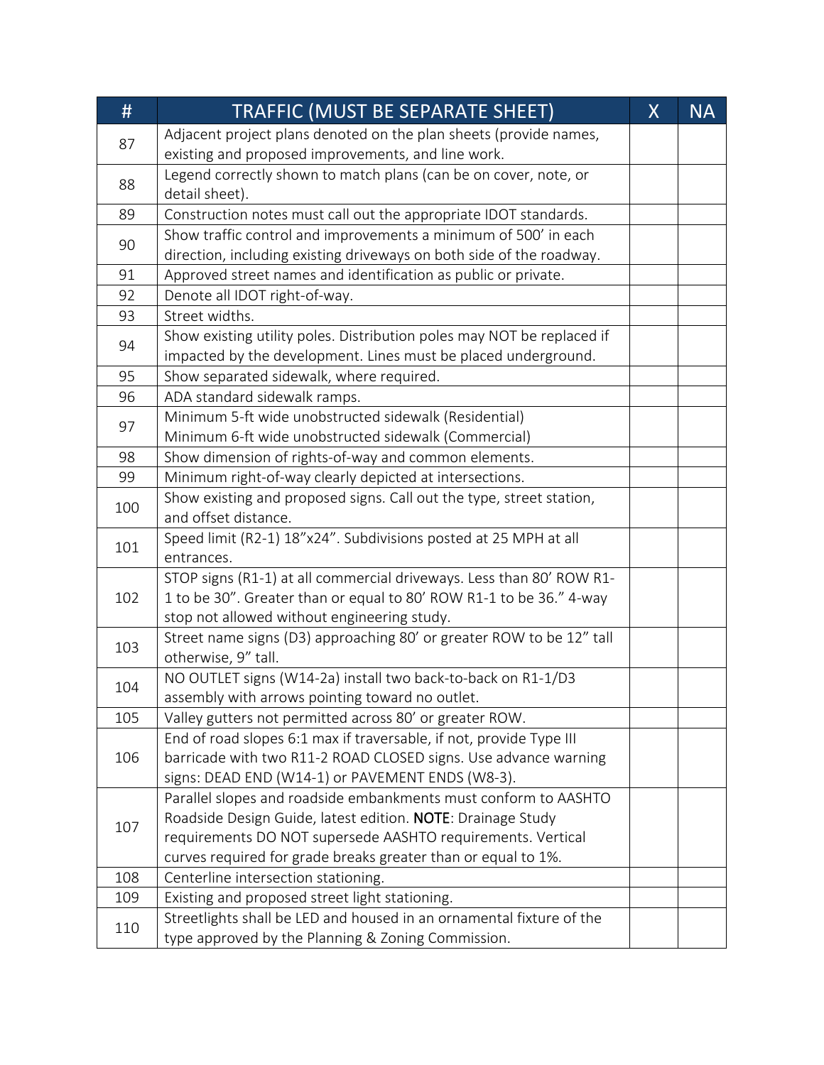| # | TRAFFIC (MUST BE SEPARATE SHEET) | X | NA |
|---|---|---|---|
| 87 | Adjacent project plans denoted on the plan sheets (provide names, existing and proposed improvements, and line work. | | |
| 88 | Legend correctly shown to match plans (can be on cover, note, or detail sheet). | | |
| 89 | Construction notes must call out the appropriate IDOT standards. | | |
| 90 | Show traffic control and improvements a minimum of 500' in each direction, including existing driveways on both side of the roadway. | | |
| 91 | Approved street names and identification as public or private. | | |
| 92 | Denote all IDOT right-of-way. | | |
| 93 | Street widths. | | |
| 94 | Show existing utility poles. Distribution poles may NOT be replaced if impacted by the development. Lines must be placed underground. | | |
| 95 | Show separated sidewalk, where required. | | |
| 96 | ADA standard sidewalk ramps. | | |
| 97 | Minimum 5-ft wide unobstructed sidewalk (Residential)<br>Minimum 6-ft wide unobstructed sidewalk (Commercial) | | |
| 98 | Show dimension of rights-of-way and common elements. | | |
| 99 | Minimum right-of-way clearly depicted at intersections. | | |
| 100 | Show existing and proposed signs. Call out the type, street station, and offset distance. | | |
| 101 | Speed limit (R2-1) 18"x24". Subdivisions posted at 25 MPH at all entrances. | | |
| 102 | STOP signs (R1-1) at all commercial driveways. Less than 80' ROW R1-1 to be 30". Greater than or equal to 80' ROW R1-1 to be 36." 4-way stop not allowed without engineering study. | | |
| 103 | Street name signs (D3) approaching 80' or greater ROW to be 12" tall otherwise, 9" tall. | | |
| 104 | NO OUTLET signs (W14-2a) install two back-to-back on R1-1/D3 assembly with arrows pointing toward no outlet. | | |
| 105 | Valley gutters not permitted across 80' or greater ROW. | | |
| 106 | End of road slopes 6:1 max if traversable, if not, provide Type III barricade with two R11-2 ROAD CLOSED signs. Use advance warning signs: DEAD END (W14-1) or PAVEMENT ENDS (W8-3). | | |
| 107 | Parallel slopes and roadside embankments must conform to AASHTO Roadside Design Guide, latest edition. **NOTE**: Drainage Study requirements DO NOT supersede AASHTO requirements. Vertical curves required for grade breaks greater than or equal to 1%. | | |
| 108 | Centerline intersection stationing. | | |
| 109 | Existing and proposed street light stationing. | | |
| 110 | Streetlights shall be LED and housed in an ornamental fixture of the type approved by the Planning & Zoning Commission. | | |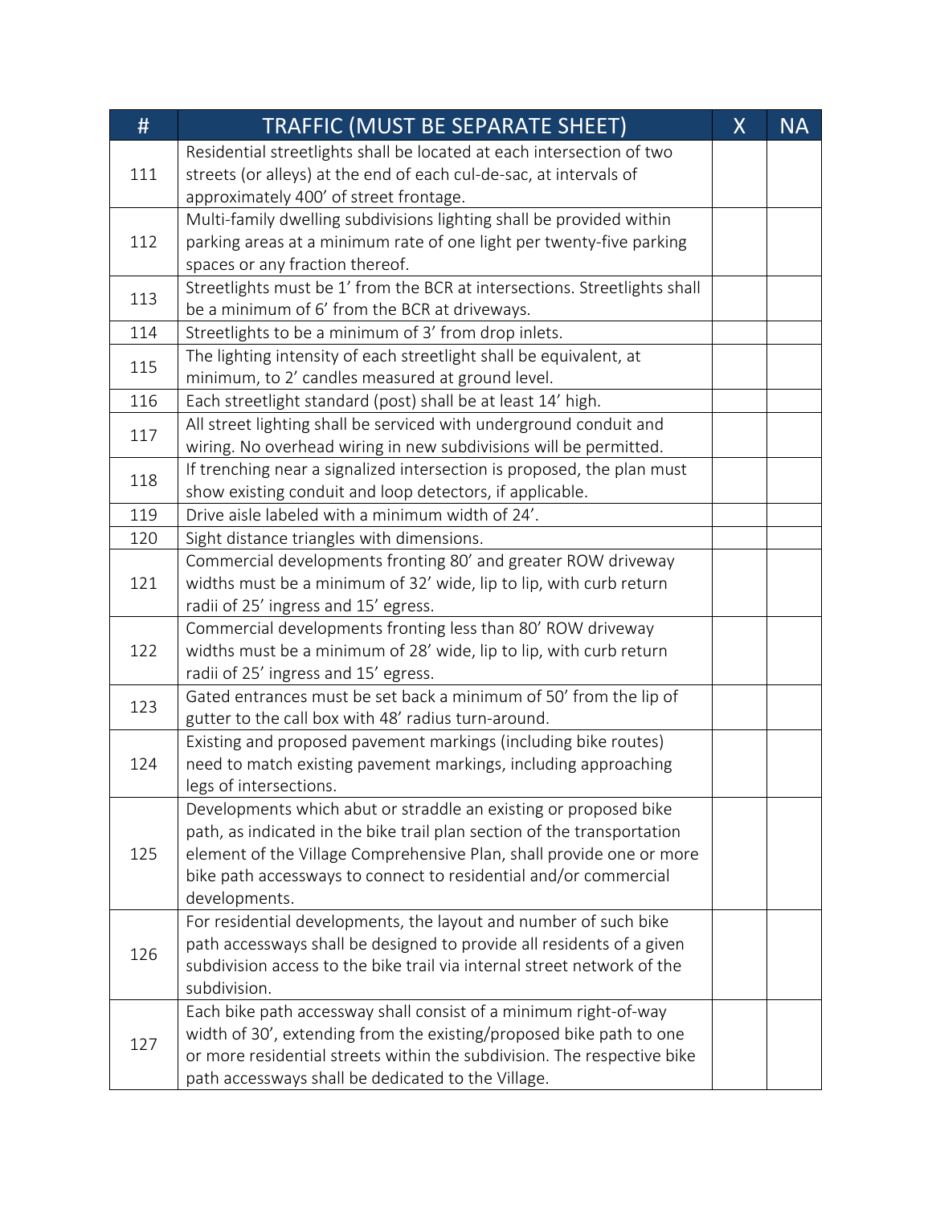| # | TRAFFIC (MUST BE SEPARATE SHEET) | X | NA |
|---|---|---|---|
| 111 | Residential streetlights shall be located at each intersection of two streets (or alleys) at the end of each cul-de-sac, at intervals of approximately 400’ of street frontage. | | |
| 112 | Multi-family dwelling subdivisions lighting shall be provided within parking areas at a minimum rate of one light per twenty-five parking spaces or any fraction thereof. | | |
| 113 | Streetlights must be 1’ from the BCR at intersections. Streetlights shall be a minimum of 6’ from the BCR at driveways. | | |
| 114 | Streetlights to be a minimum of 3’ from drop inlets. | | |
| 115 | The lighting intensity of each streetlight shall be equivalent, at minimum, to 2’ candles measured at ground level. | | |
| 116 | Each streetlight standard (post) shall be at least 14’ high. | | |
| 117 | All street lighting shall be serviced with underground conduit and wiring. No overhead wiring in new subdivisions will be permitted. | | |
| 118 | If trenching near a signalized intersection is proposed, the plan must show existing conduit and loop detectors, if applicable. | | |
| 119 | Drive aisle labeled with a minimum width of 24’. | | |
| 120 | Sight distance triangles with dimensions. | | |
| 121 | Commercial developments fronting 80’ and greater ROW driveway widths must be a minimum of 32’ wide, lip to lip, with curb return radii of 25’ ingress and 15’ egress. | | |
| 122 | Commercial developments fronting less than 80’ ROW driveway widths must be a minimum of 28’ wide, lip to lip, with curb return radii of 25’ ingress and 15’ egress. | | |
| 123 | Gated entrances must be set back a minimum of 50’ from the lip of gutter to the call box with 48’ radius turn-around. | | |
| 124 | Existing and proposed pavement markings (including bike routes) need to match existing pavement markings, including approaching legs of intersections. | | |
| 125 | Developments which abut or straddle an existing or proposed bike path, as indicated in the bike trail plan section of the transportation element of the Village Comprehensive Plan, shall provide one or more bike path accessways to connect to residential and/or commercial developments. | | |
| 126 | For residential developments, the layout and number of such bike path accessways shall be designed to provide all residents of a given subdivision access to the bike trail via internal street network of the subdivision. | | |
| 127 | Each bike path accessway shall consist of a minimum right-of-way width of 30’, extending from the existing/proposed bike path to one or more residential streets within the subdivision. The respective bike path accessways shall be dedicated to the Village. | | |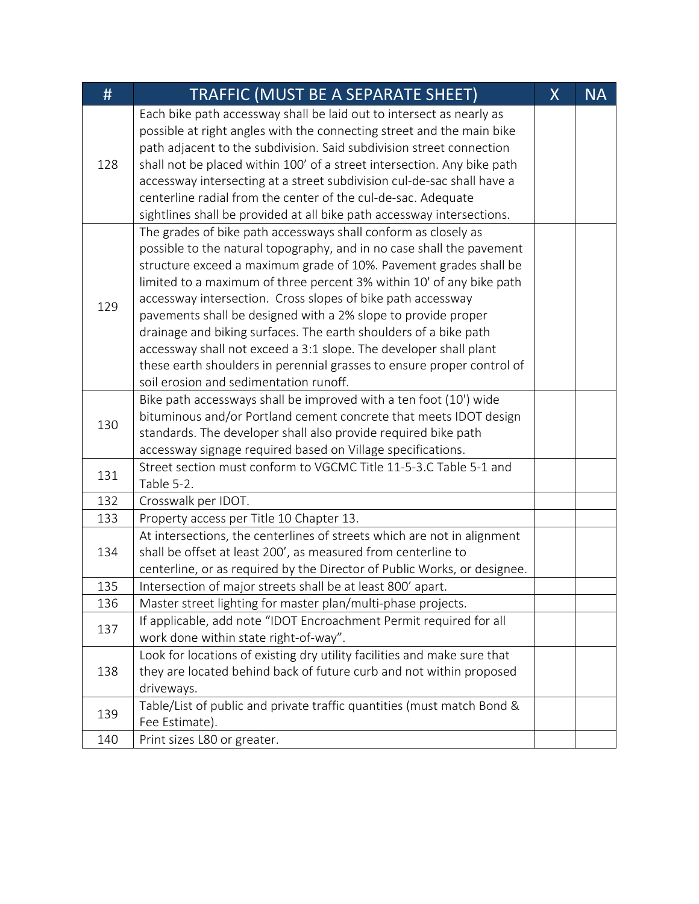| # | TRAFFIC (MUST BE A SEPARATE SHEET) | X | NA |
|---|---|---|---|
| 128 | Each bike path accessway shall be laid out to intersect as nearly as possible at right angles with the connecting street and the main bike path adjacent to the subdivision. Said subdivision street connection shall not be placed within 100’ of a street intersection. Any bike path accessway intersecting at a street subdivision cul-de-sac shall have a centerline radial from the center of the cul-de-sac. Adequate sightlines shall be provided at all bike path accessway intersections. | | |
| 129 | The grades of bike path accessways shall conform as closely as possible to the natural topography, and in no case shall the pavement structure exceed a maximum grade of 10%. Pavement grades shall be limited to a maximum of three percent 3% within 10' of any bike path accessway intersection. Cross slopes of bike path accessway pavements shall be designed with a 2% slope to provide proper drainage and biking surfaces. The earth shoulders of a bike path accessway shall not exceed a 3:1 slope. The developer shall plant these earth shoulders in perennial grasses to ensure proper control of soil erosion and sedimentation runoff. | | |
| 130 | Bike path accessways shall be improved with a ten foot (10') wide bituminous and/or Portland cement concrete that meets IDOT design standards. The developer shall also provide required bike path accessway signage required based on Village specifications. | | |
| 131 | Street section must conform to VGCMC Title 11-5-3.C Table 5-1 and Table 5-2. | | |
| 132 | Crosswalk per IDOT. | | |
| 133 | Property access per Title 10 Chapter 13. | | |
| 134 | At intersections, the centerlines of streets which are not in alignment shall be offset at least 200’, as measured from centerline to centerline, or as required by the Director of Public Works, or designee. | | |
| 135 | Intersection of major streets shall be at least 800’ apart. | | |
| 136 | Master street lighting for master plan/multi-phase projects. | | |
| 137 | If applicable, add note “IDOT Encroachment Permit required for all work done within state right-of-way”. | | |
| 138 | Look for locations of existing dry utility facilities and make sure that they are located behind back of future curb and not within proposed driveways. | | |
| 139 | Table/List of public and private traffic quantities (must match Bond & Fee Estimate). | | |
| 140 | Print sizes L80 or greater. | | |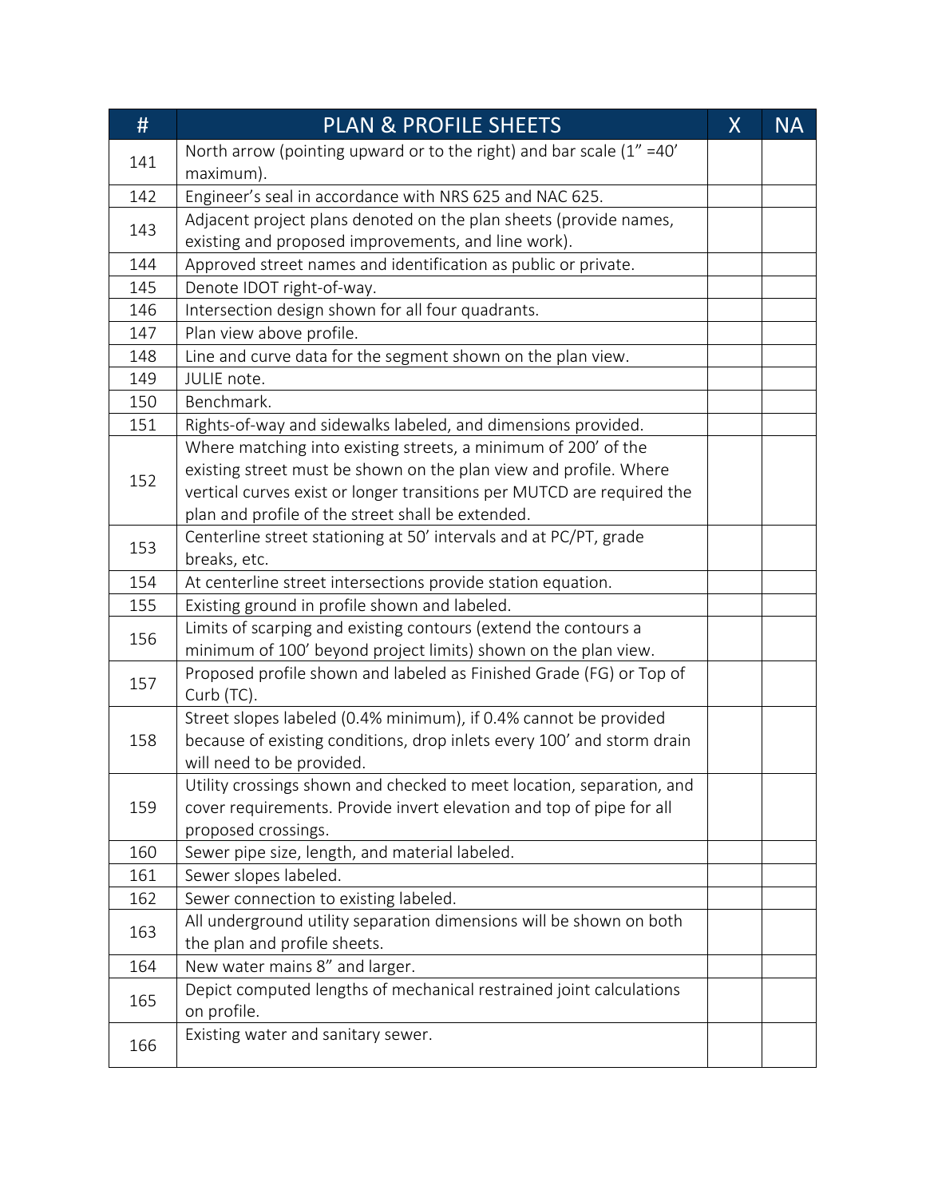| # | PLAN & PROFILE SHEETS | X | NA |
|---|---|---|---|
| 141 | North arrow (pointing upward or to the right) and bar scale (1" =40' maximum). | | |
| 142 | Engineer's seal in accordance with NRS 625 and NAC 625. | | |
| 143 | Adjacent project plans denoted on the plan sheets (provide names, existing and proposed improvements, and line work). | | |
| 144 | Approved street names and identification as public or private. | | |
| 145 | Denote IDOT right-of-way. | | |
| 146 | Intersection design shown for all four quadrants. | | |
| 147 | Plan view above profile. | | |
| 148 | Line and curve data for the segment shown on the plan view. | | |
| 149 | JULIE note. | | |
| 150 | Benchmark. | | |
| 151 | Rights-of-way and sidewalks labeled, and dimensions provided. | | |
| 152 | Where matching into existing streets, a minimum of 200' of the existing street must be shown on the plan view and profile. Where vertical curves exist or longer transitions per MUTCD are required the plan and profile of the street shall be extended. | | |
| 153 | Centerline street stationing at 50' intervals and at PC/PT, grade breaks, etc. | | |
| 154 | At centerline street intersections provide station equation. | | |
| 155 | Existing ground in profile shown and labeled. | | |
| 156 | Limits of scarping and existing contours (extend the contours a minimum of 100' beyond project limits) shown on the plan view. | | |
| 157 | Proposed profile shown and labeled as Finished Grade (FG) or Top of Curb (TC). | | |
| 158 | Street slopes labeled (0.4% minimum), if 0.4% cannot be provided because of existing conditions, drop inlets every 100' and storm drain will need to be provided. | | |
| 159 | Utility crossings shown and checked to meet location, separation, and cover requirements. Provide invert elevation and top of pipe for all proposed crossings. | | |
| 160 | Sewer pipe size, length, and material labeled. | | |
| 161 | Sewer slopes labeled. | | |
| 162 | Sewer connection to existing labeled. | | |
| 163 | All underground utility separation dimensions will be shown on both the plan and profile sheets. | | |
| 164 | New water mains 8" and larger. | | |
| 165 | Depict computed lengths of mechanical restrained joint calculations on profile. | | |
| 166 | Existing water and sanitary sewer. | | |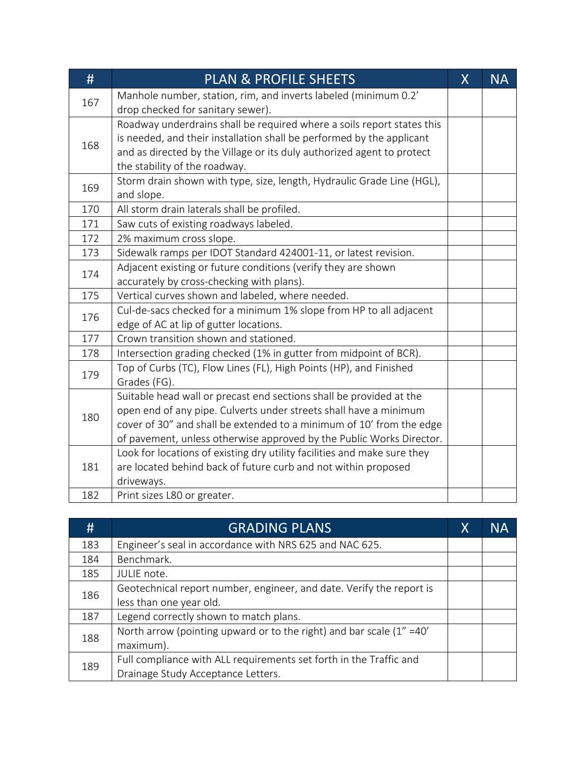| # | PLAN & PROFILE SHEETS | X | NA |
|---|---|---|---|
| 167 | Manhole number, station, rim, and inverts labeled (minimum 0.2' drop checked for sanitary sewer). | | |
| 168 | Roadway underdrains shall be required where a soils report states this is needed, and their installation shall be performed by the applicant and as directed by the Village or its duly authorized agent to protect the stability of the roadway. | | |
| 169 | Storm drain shown with type, size, length, Hydraulic Grade Line (HGL), and slope. | | |
| 170 | All storm drain laterals shall be profiled. | | |
| 171 | Saw cuts of existing roadways labeled. | | |
| 172 | 2% maximum cross slope. | | |
| 173 | Sidewalk ramps per IDOT Standard 424001-11, or latest revision. | | |
| 174 | Adjacent existing or future conditions (verify they are shown accurately by cross-checking with plans). | | |
| 175 | Vertical curves shown and labeled, where needed. | | |
| 176 | Cul-de-sacs checked for a minimum 1% slope from HP to all adjacent edge of AC at lip of gutter locations. | | |
| 177 | Crown transition shown and stationed. | | |
| 178 | Intersection grading checked (1% in gutter from midpoint of BCR). | | |
| 179 | Top of Curbs (TC), Flow Lines (FL), High Points (HP), and Finished Grades (FG). | | |
| 180 | Suitable head wall or precast end sections shall be provided at the open end of any pipe. Culverts under streets shall have a minimum cover of 30" and shall be extended to a minimum of 10' from the edge of pavement, unless otherwise approved by the Public Works Director. | | |
| 181 | Look for locations of existing dry utility facilities and make sure they are located behind back of future curb and not within proposed driveways. | | |
| 182 | Print sizes L80 or greater. | | |

| # | GRADING PLANS | X | NA |
|---|---|---|---|
| 183 | Engineer's seal in accordance with NRS 625 and NAC 625. | | |
| 184 | Benchmark. | | |
| 185 | JULIE note. | | |
| 186 | Geotechnical report number, engineer, and date. Verify the report is less than one year old. | | |
| 187 | Legend correctly shown to match plans. | | |
| 188 | North arrow (pointing upward or to the right) and bar scale (1" =40' maximum). | | |
| 189 | Full compliance with ALL requirements set forth in the Traffic and Drainage Study Acceptance Letters. | | |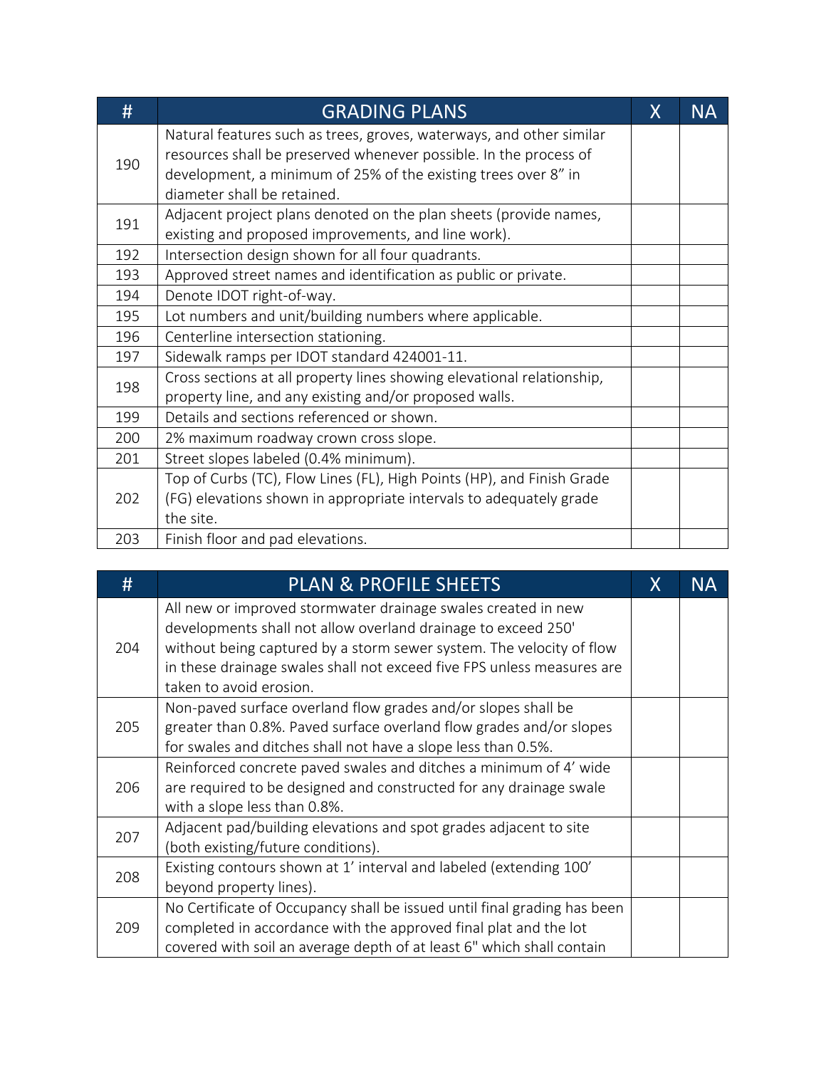| # | GRADING PLANS | X | NA |
|---|---|---|---|
| 190 | Natural features such as trees, groves, waterways, and other similar resources shall be preserved whenever possible. In the process of development, a minimum of 25% of the existing trees over 8” in diameter shall be retained. | | |
| 191 | Adjacent project plans denoted on the plan sheets (provide names, existing and proposed improvements, and line work). | | |
| 192 | Intersection design shown for all four quadrants. | | |
| 193 | Approved street names and identification as public or private. | | |
| 194 | Denote IDOT right-of-way. | | |
| 195 | Lot numbers and unit/building numbers where applicable. | | |
| 196 | Centerline intersection stationing. | | |
| 197 | Sidewalk ramps per IDOT standard 424001-11. | | |
| 198 | Cross sections at all property lines showing elevational relationship, property line, and any existing and/or proposed walls. | | |
| 199 | Details and sections referenced or shown. | | |
| 200 | 2% maximum roadway crown cross slope. | | |
| 201 | Street slopes labeled (0.4% minimum). | | |
| 202 | Top of Curbs (TC), Flow Lines (FL), High Points (HP), and Finish Grade (FG) elevations shown in appropriate intervals to adequately grade the site. | | |
| 203 | Finish floor and pad elevations. | | |

| # | PLAN & PROFILE SHEETS | X | NA |
|---|---|---|---|
| 204 | All new or improved stormwater drainage swales created in new developments shall not allow overland drainage to exceed 250' without being captured by a storm sewer system. The velocity of flow in these drainage swales shall not exceed five FPS unless measures are taken to avoid erosion. | | |
| 205 | Non-paved surface overland flow grades and/or slopes shall be greater than 0.8%. Paved surface overland flow grades and/or slopes for swales and ditches shall not have a slope less than 0.5%. | | |
| 206 | Reinforced concrete paved swales and ditches a minimum of 4’ wide are required to be designed and constructed for any drainage swale with a slope less than 0.8%. | | |
| 207 | Adjacent pad/building elevations and spot grades adjacent to site (both existing/future conditions). | | |
| 208 | Existing contours shown at 1’ interval and labeled (extending 100’ beyond property lines). | | |
| 209 | No Certificate of Occupancy shall be issued until final grading has been completed in accordance with the approved final plat and the lot covered with soil an average depth of at least 6" which shall contain | | |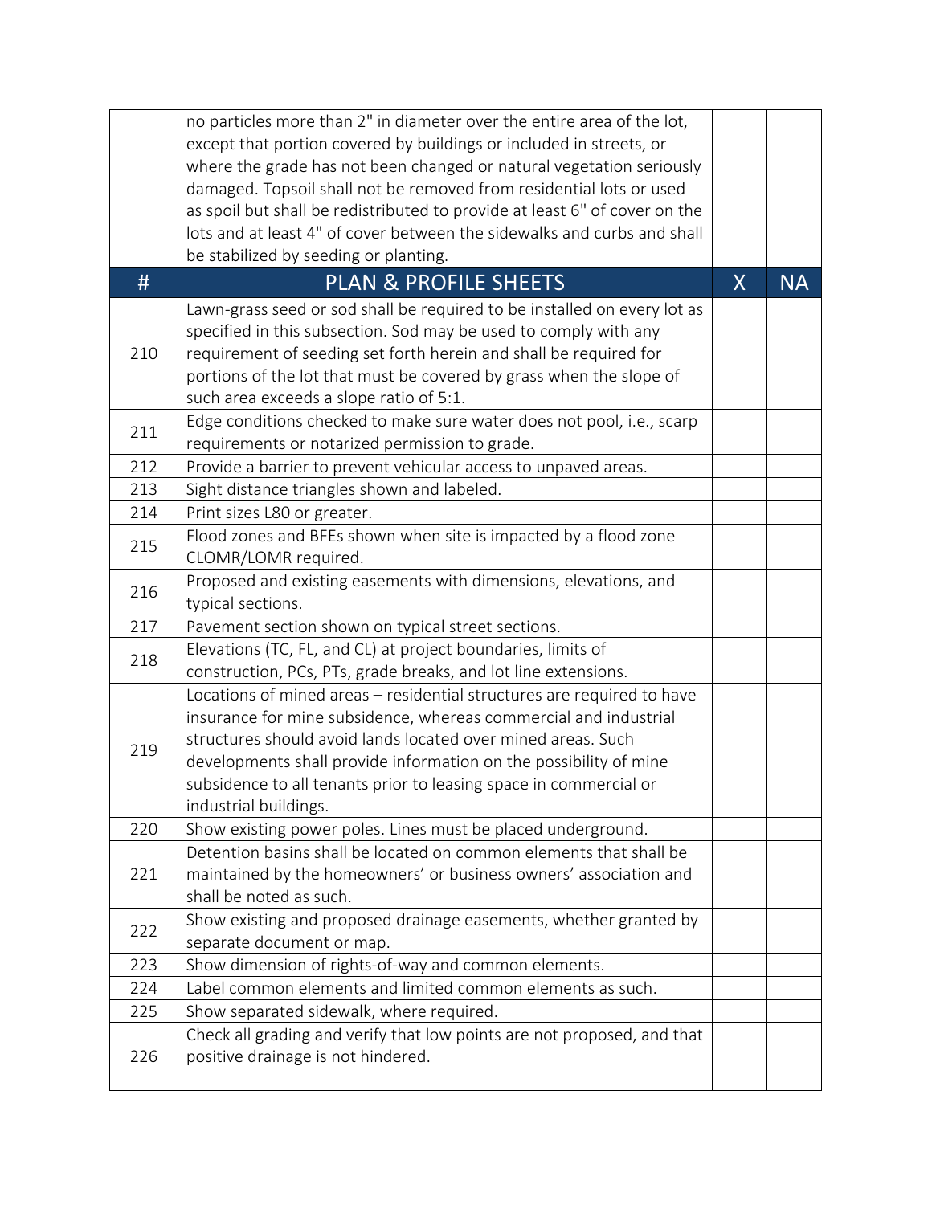|  | no particles more than 2" in diameter over the entire area of the lot, except that portion covered by buildings or included in streets, or where the grade has not been changed or natural vegetation seriously damaged. Topsoil shall not be removed from residential lots or used as spoil but shall be redistributed to provide at least 6" of cover on the lots and at least 4" of cover between the sidewalks and curbs and shall be stabilized by seeding or planting. |  |  |
|---|---|---|---|
| **#** | **PLAN & PROFILE SHEETS** | **X** | **NA** |
| 210 | Lawn-grass seed or sod shall be required to be installed on every lot as specified in this subsection. Sod may be used to comply with any requirement of seeding set forth herein and shall be required for portions of the lot that must be covered by grass when the slope of such area exceeds a slope ratio of 5:1. |  |  |
| 211 | Edge conditions checked to make sure water does not pool, i.e., scarp requirements or notarized permission to grade. |  |  |
| 212 | Provide a barrier to prevent vehicular access to unpaved areas. |  |  |
| 213 | Sight distance triangles shown and labeled. |  |  |
| 214 | Print sizes L80 or greater. |  |  |
| 215 | Flood zones and BFEs shown when site is impacted by a flood zone CLOMR/LOMR required. |  |  |
| 216 | Proposed and existing easements with dimensions, elevations, and typical sections. |  |  |
| 217 | Pavement section shown on typical street sections. |  |  |
| 218 | Elevations (TC, FL, and CL) at project boundaries, limits of construction, PCs, PTs, grade breaks, and lot line extensions. |  |  |
| 219 | Locations of mined areas – residential structures are required to have insurance for mine subsidence, whereas commercial and industrial structures should avoid lands located over mined areas. Such developments shall provide information on the possibility of mine subsidence to all tenants prior to leasing space in commercial or industrial buildings. |  |  |
| 220 | Show existing power poles. Lines must be placed underground. |  |  |
| 221 | Detention basins shall be located on common elements that shall be maintained by the homeowners' or business owners' association and shall be noted as such. |  |  |
| 222 | Show existing and proposed drainage easements, whether granted by separate document or map. |  |  |
| 223 | Show dimension of rights-of-way and common elements. |  |  |
| 224 | Label common elements and limited common elements as such. |  |  |
| 225 | Show separated sidewalk, where required. |  |  |
| 226 | Check all grading and verify that low points are not proposed, and that positive drainage is not hindered. |  |  |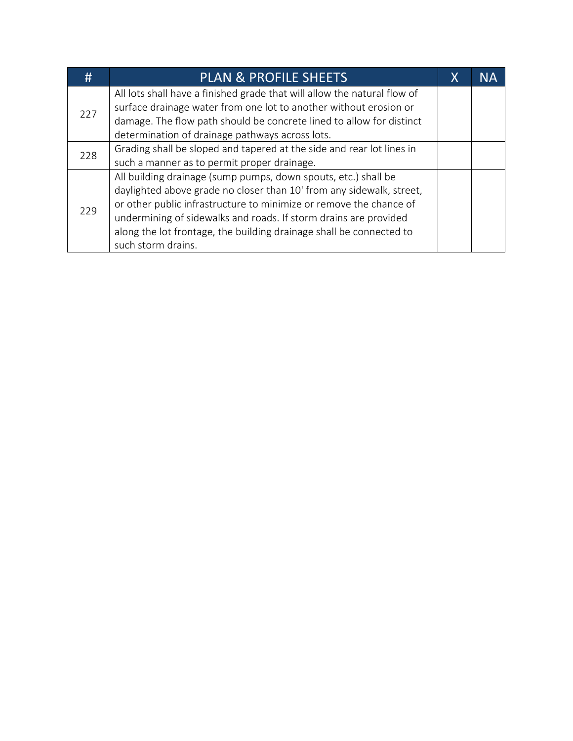| # | PLAN & PROFILE SHEETS | X | NA |
|---|---|---|---|
| 227 | All lots shall have a finished grade that will allow the natural flow of surface drainage water from one lot to another without erosion or damage. The flow path should be concrete lined to allow for distinct determination of drainage pathways across lots. | | |
| 228 | Grading shall be sloped and tapered at the side and rear lot lines in such a manner as to permit proper drainage. | | |
| 229 | All building drainage (sump pumps, down spouts, etc.) shall be daylighted above grade no closer than 10' from any sidewalk, street, or other public infrastructure to minimize or remove the chance of undermining of sidewalks and roads. If storm drains are provided along the lot frontage, the building drainage shall be connected to such storm drains. | | |